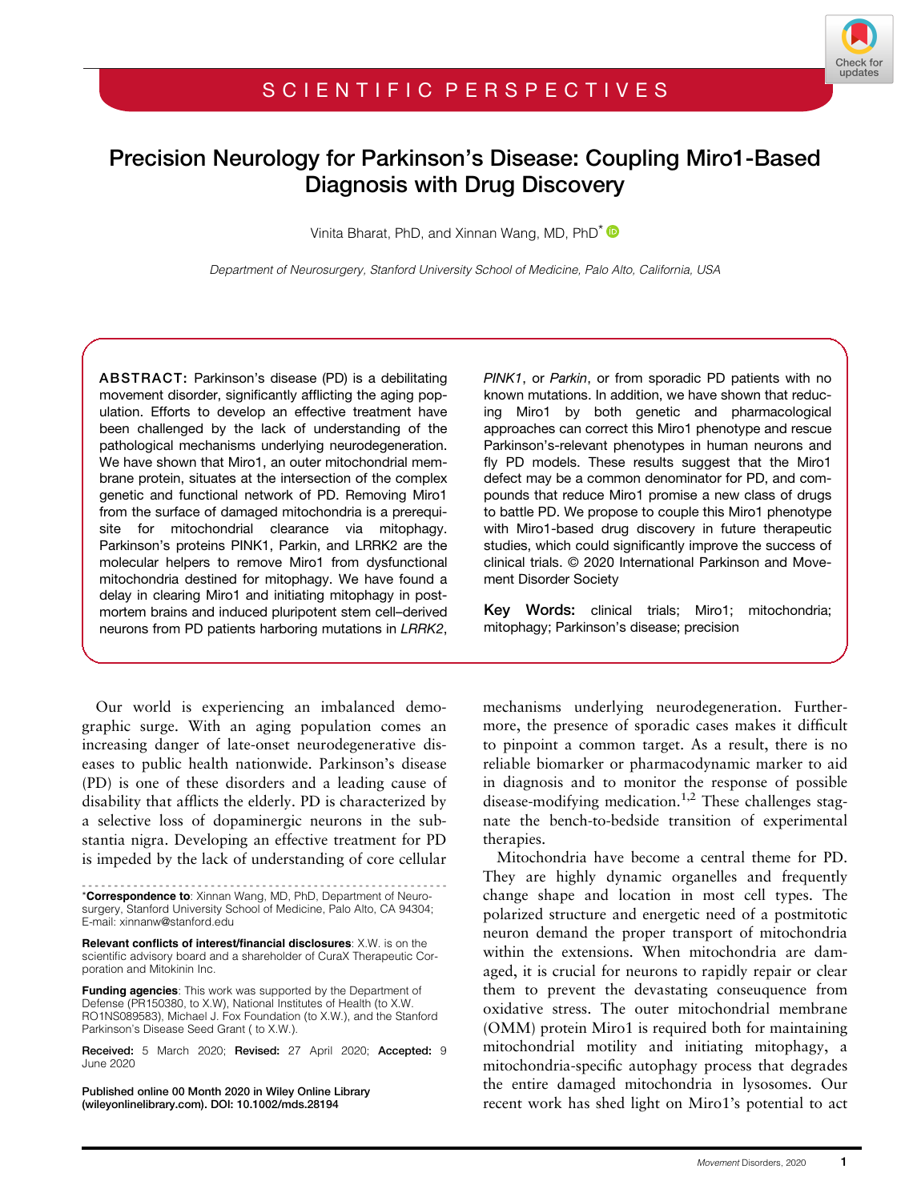SCIENTIFIC PERSPECTIVES

# Precision Neurology for Parkinson's Disease: Coupling Miro1-Based Diagnosis with Drug Discovery

Vinita Bharat, PhD, and Xinnan Wang, MD, PhD*

*Department of Neurosurgery, Stanford University School of Medicine, Palo Alto, California, USA*

**ABSTRACT:** Parkinson's disease (PD) is a debilitating movement disorder, significantly afflicting the aging population. Efforts to develop an effective treatment have been challenged by the lack of understanding of the pathological mechanisms underlying neurodegeneration. We have shown that Miro1, an outer mitochondrial membrane protein, situates at the intersection of the complex genetic and functional network of PD. Removing Miro1 from the surface of damaged mitochondria is a prerequisite for mitochondrial clearance via mitophagy. Parkinson's proteins PINK1, Parkin, and LRRK2 are the molecular helpers to remove Miro1 from dysfunctional mitochondria destined for mitophagy. We have found a delay in clearing Miro1 and initiating mitophagy in postmortem brains and induced pluripotent stem cell–derived neurons from PD patients harboring mutations in *LRRK2*, *PINK1*, or *Parkin*, or from sporadic PD patients with no known mutations. In addition, we have shown that reducing Miro1 by both genetic and pharmacological approaches can correct this Miro1 phenotype and rescue Parkinson's-relevant phenotypes in human neurons and fly PD models. These results suggest that the Miro1 defect may be a common denominator for PD, and compounds that reduce Miro1 promise a new class of drugs to battle PD. We propose to couple this Miro1 phenotype with Miro1-based drug discovery in future therapeutic studies, which could significantly improve the success of clinical trials. © 2020 International Parkinson and Movement Disorder Society

**Key Words:** clinical trials; Miro1; mitochondria; mitophagy; Parkinson's disease; precision

Our world is experiencing an imbalanced demographic surge. With an aging population comes an increasing danger of late-onset neurodegenerative diseases to public health nationwide. Parkinson's disease (PD) is one of these disorders and a leading cause of disability that afflicts the elderly. PD is characterized by a selective loss of dopaminergic neurons in the substantia nigra. Developing an effective treatment for PD is impeded by the lack of understanding of core cellular mechanisms underlying neurodegeneration. Furthermore, the presence of sporadic cases makes it difficult to pinpoint a common target. As a result, there is no reliable biomarker or pharmacodynamic marker to aid in diagnosis and to monitor the response of possible disease-modifying medication.[1,2] These challenges stagnate the bench-to-bedside transition of experimental therapies.

Mitochondria have become a central theme for PD. They are highly dynamic organelles and frequently change shape and location in most cell types. The polarized structure and energetic need of a postmitotic neuron demand the proper transport of mitochondria within the extensions. When mitochondria are damaged, it is crucial for neurons to rapidly repair or clear them to prevent the devastating conseuquence from oxidative stress. The outer mitochondrial membrane (OMM) protein Miro1 is required both for maintaining mitochondrial motility and initiating mitophagy, a mitochondria-specific autophagy process that degrades the entire damaged mitochondria in lysosomes. Our recent work has shed light on Miro1's potential to act

---

*__Correspondence to__: Xinnan Wang, MD, PhD, Department of Neurosurgery, Stanford University School of Medicine, Palo Alto, CA 94304; E-mail: xinnanw@stanford.edu

**Relevant conflicts of interest/financial disclosures**: X.W. is on the scientific advisory board and a shareholder of CuraX Therapeutic Corporation and Mitokinin Inc.

**Funding agencies**: This work was supported by the Department of Defense (PR150380, to X.W), National Institutes of Health (to X.W. RO1NS089583), Michael J. Fox Foundation (to X.W.), and the Stanford Parkinson's Disease Seed Grant ( to X.W.).

**Received:** 5 March 2020; **Revised:** 27 April 2020; **Accepted:** 9 June 2020

Published online 00 Month 2020 in Wiley Online Library (wileyonlinelibrary.com). DOI: 10.1002/mds.28194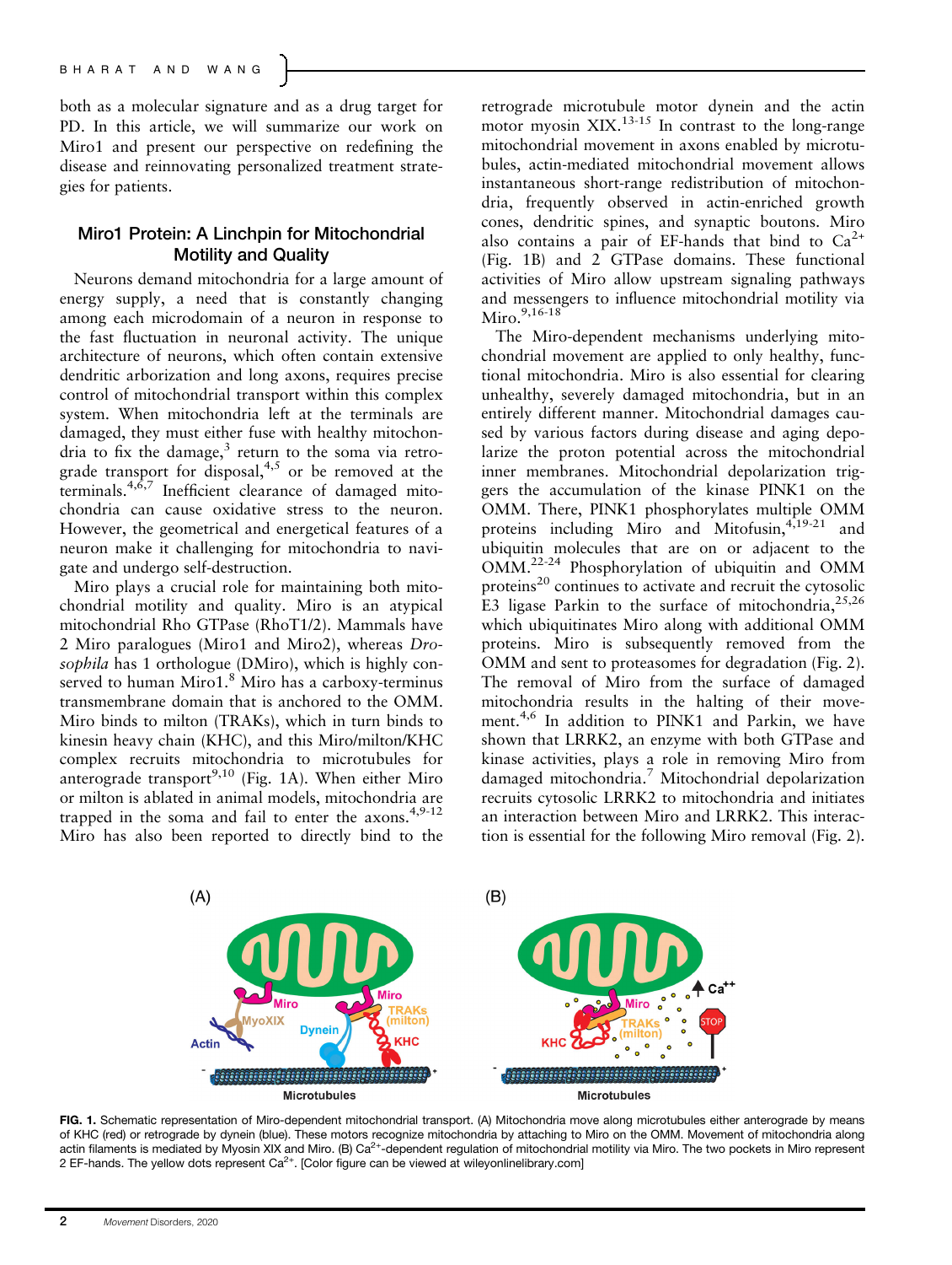both as a molecular signature and as a drug target for PD. In this article, we will summarize our work on Miro1 and present our perspective on redefining the disease and reinnovating personalized treatment strategies for patients.

## Miro1 Protein: A Linchpin for Mitochondrial Motility and Quality

Neurons demand mitochondria for a large amount of energy supply, a need that is constantly changing among each microdomain of a neuron in response to the fast fluctuation in neuronal activity. The unique architecture of neurons, which often contain extensive dendritic arborization and long axons, requires precise control of mitochondrial transport within this complex system. When mitochondria left at the terminals are damaged, they must either fuse with healthy mitochondria to fix the damage,[3] return to the soma via retrograde transport for disposal,[4,5] or be removed at the terminals.[4,6,7] Inefficient clearance of damaged mitochondria can cause oxidative stress to the neuron. However, the geometrical and energetical features of a neuron make it challenging for mitochondria to navigate and undergo self-destruction.

Miro plays a crucial role for maintaining both mitochondrial motility and quality. Miro is an atypical mitochondrial Rho GTPase (RhoT1/2). Mammals have 2 Miro paralogues (Miro1 and Miro2), whereas *Drosophila* has 1 orthologue (DMiro), which is highly conserved to human Miro1.[8] Miro has a carboxy-terminus transmembrane domain that is anchored to the OMM. Miro binds to milton (TRAKs), which in turn binds to kinesin heavy chain (KHC), and this Miro/milton/KHC complex recruits mitochondria to microtubules for anterograde transport[9,10] (Fig. 1A). When either Miro or milton is ablated in animal models, mitochondria are trapped in the soma and fail to enter the axons.[4,9-12] Miro has also been reported to directly bind to the retrograde microtubule motor dynein and the actin motor myosin XIX.[13-15] In contrast to the long-range mitochondrial movement in axons enabled by microtubules, actin-mediated mitochondrial movement allows instantaneous short-range redistribution of mitochondria, frequently observed in actin-enriched growth cones, dendritic spines, and synaptic boutons. Miro also contains a pair of EF-hands that bind to $Ca^{2+}$ (Fig. 1B) and 2 GTPase domains. These functional activities of Miro allow upstream signaling pathways and messengers to influence mitochondrial motility via Miro.[9,16-18]

The Miro-dependent mechanisms underlying mitochondrial movement are applied to only healthy, functional mitochondria. Miro is also essential for clearing unhealthy, severely damaged mitochondria, but in an entirely different manner. Mitochondrial damages caused by various factors during disease and aging depolarize the proton potential across the mitochondrial inner membranes. Mitochondrial depolarization triggers the accumulation of the kinase PINK1 on the OMM. There, PINK1 phosphorylates multiple OMM proteins including Miro and Mitofusin,[4,19-21] and ubiquitin molecules that are on or adjacent to the OMM.[22-24] Phosphorylation of ubiquitin and OMM proteins[20] continues to activate and recruit the cytosolic E3 ligase Parkin to the surface of mitochondria,[25,26] which ubiquitinates Miro along with additional OMM proteins. Miro is subsequently removed from the OMM and sent to proteasomes for degradation (Fig. 2). The removal of Miro from the surface of damaged mitochondria results in the halting of their movement.[4,6] In addition to PINK1 and Parkin, we have shown that LRRK2, an enzyme with both GTPase and kinase activities, plays a role in removing Miro from damaged mitochondria.[7] Mitochondrial depolarization recruits cytosolic LRRK2 to mitochondria and initiates an interaction between Miro and LRRK2. This interaction is essential for the following Miro removal (Fig. 2).

FIG. 1. Schematic representation of Miro-dependent mitochondrial transport. (A) Mitochondria move along microtubules either anterograde by means of KHC (red) or retrograde by dynein (blue). These motors recognize mitochondria by attaching to Miro on the OMM. Movement of mitochondria along actin filaments is mediated by Myosin XIX and Miro. (B) $Ca^{2+}$-dependent regulation of mitochondrial motility via Miro. The two pockets in Miro represent 2 EF-hands. The yellow dots represent $Ca^{2+}$. [Color figure can be viewed at wileyonlinelibrary.com]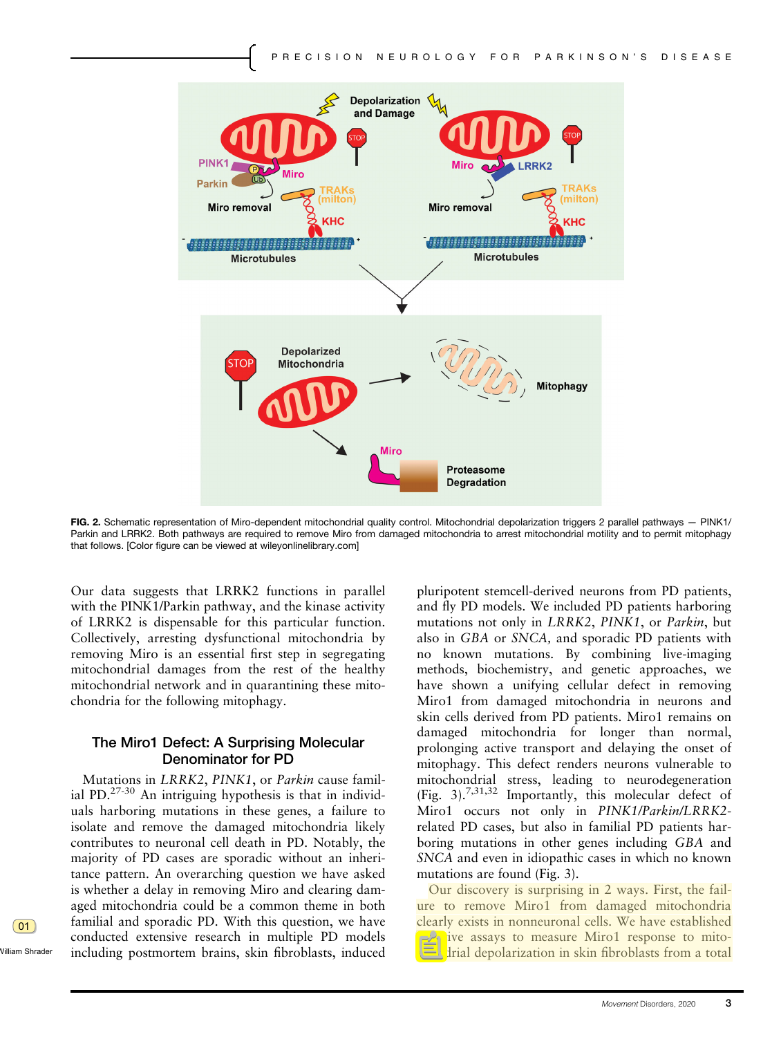**FIG. 2.** Schematic representation of Miro-dependent mitochondrial quality control. Mitochondrial depolarization triggers 2 parallel pathways — PINK1/Parkin and LRRK2. Both pathways are required to remove Miro from damaged mitochondria to arrest mitochondrial motility and to permit mitophagy that follows. [Color figure can be viewed at wileyonlinelibrary.com]

Our data suggests that LRRK2 functions in parallel with the PINK1/Parkin pathway, and the kinase activity of LRRK2 is dispensable for this particular function. Collectively, arresting dysfunctional mitochondria by removing Miro is an essential first step in segregating mitochondrial damages from the rest of the healthy mitochondrial network and in quarantining these mitochondria for the following mitophagy.

## The Miro1 Defect: A Surprising Molecular Denominator for PD

Mutations in *LRRK2*, *PINK1*, or *Parkin* cause familial PD.[27-30] An intriguing hypothesis is that in individuals harboring mutations in these genes, a failure to isolate and remove the damaged mitochondria likely contributes to neuronal cell death in PD. Notably, the majority of PD cases are sporadic without an inheritance pattern. An overarching question we have asked is whether a delay in removing Miro and clearing damaged mitochondria could be a common theme in both familial and sporadic PD. With this question, we have conducted extensive research in multiple PD models including postmortem brains, skin fibroblasts, induced pluripotent stemcell-derived neurons from PD patients, and fly PD models. We included PD patients harboring mutations not only in *LRRK2*, *PINK1*, or *Parkin*, but also in *GBA* or *SNCA,* and sporadic PD patients with no known mutations. By combining live-imaging methods, biochemistry, and genetic approaches, we have shown a unifying cellular defect in removing Miro1 from damaged mitochondria in neurons and skin cells derived from PD patients. Miro1 remains on damaged mitochondria for longer than normal, prolonging active transport and delaying the onset of mitophagy. This defect renders neurons vulnerable to mitochondrial stress, leading to neurodegeneration (Fig. 3).[7,31,32] Importantly, this molecular defect of Miro1 occurs not only in *PINK1/Parkin/LRRK2*-related PD cases, but also in familial PD patients harboring mutations in other genes including *GBA* and *SNCA* and even in idiopathic cases in which no known mutations are found (Fig. 3).

Our discovery is surprising in 2 ways. First, the failure to remove Miro1 from damaged mitochondria clearly exists in nonneuronal cells. We have established sensitive assays to measure Miro1 response to mitochondrial depolarization in skin fibroblasts from a total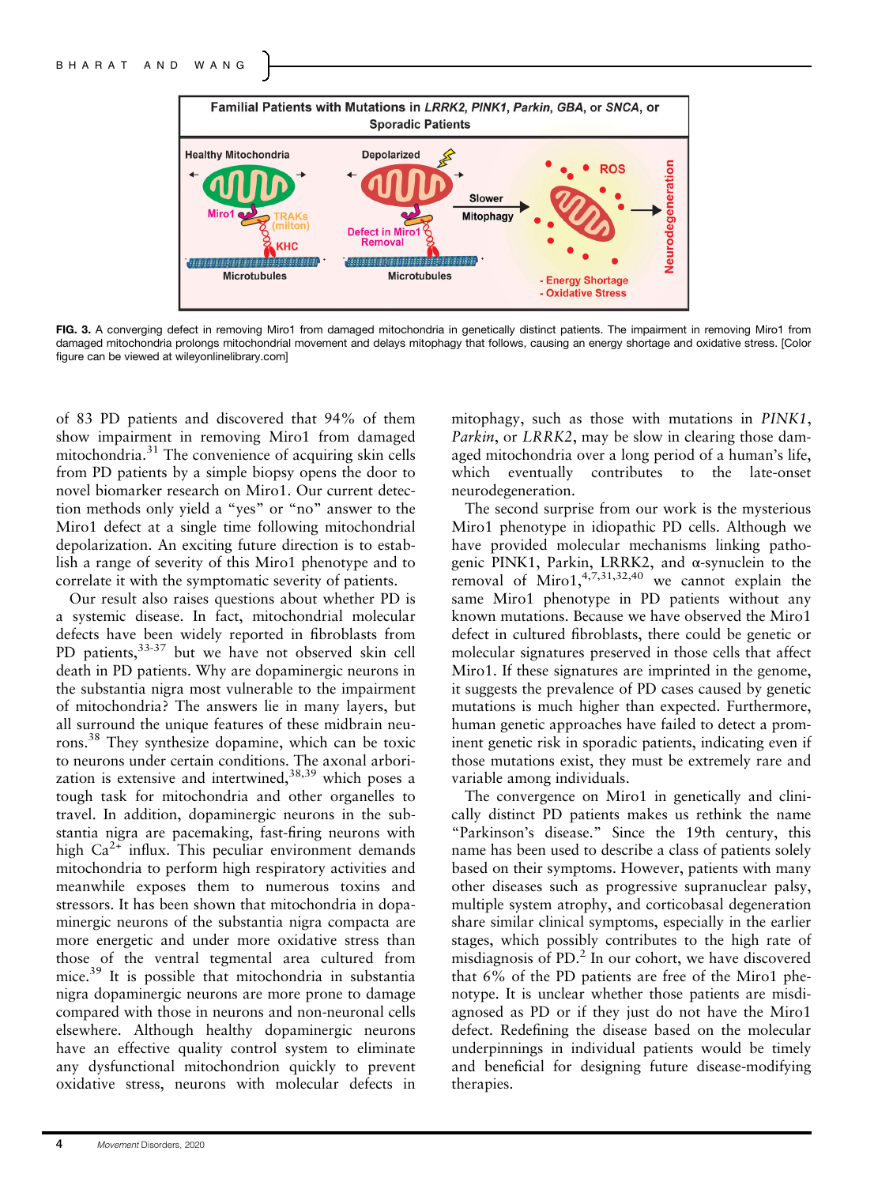**FIG. 3.** A converging defect in removing Miro1 from damaged mitochondria in genetically distinct patients. The impairment in removing Miro1 from damaged mitochondria prolongs mitochondrial movement and delays mitophagy that follows, causing an energy shortage and oxidative stress. [Color figure can be viewed at wileyonlinelibrary.com]

of 83 PD patients and discovered that 94% of them show impairment in removing Miro1 from damaged mitochondria.[31] The convenience of acquiring skin cells from PD patients by a simple biopsy opens the door to novel biomarker research on Miro1. Our current detection methods only yield a "yes" or "no" answer to the Miro1 defect at a single time following mitochondrial depolarization. An exciting future direction is to establish a range of severity of this Miro1 phenotype and to correlate it with the symptomatic severity of patients.

Our result also raises questions about whether PD is a systemic disease. In fact, mitochondrial molecular defects have been widely reported in fibroblasts from PD patients,[33-37] but we have not observed skin cell death in PD patients. Why are dopaminergic neurons in the substantia nigra most vulnerable to the impairment of mitochondria? The answers lie in many layers, but all surround the unique features of these midbrain neurons.[38] They synthesize dopamine, which can be toxic to neurons under certain conditions. The axonal arborization is extensive and intertwined,[38,39] which poses a tough task for mitochondria and other organelles to travel. In addition, dopaminergic neurons in the substantia nigra are pacemaking, fast-firing neurons with high $Ca^{2+}$ influx. This peculiar environment demands mitochondria to perform high respiratory activities and meanwhile exposes them to numerous toxins and stressors. It has been shown that mitochondria in dopaminergic neurons of the substantia nigra compacta are more energetic and under more oxidative stress than those of the ventral tegmental area cultured from mice.[39] It is possible that mitochondria in substantia nigra dopaminergic neurons are more prone to damage compared with those in neurons and non-neuronal cells elsewhere. Although healthy dopaminergic neurons have an effective quality control system to eliminate any dysfunctional mitochondrion quickly to prevent oxidative stress, neurons with molecular defects in mitophagy, such as those with mutations in *PINK1*, *Parkin*, or *LRRK2*, may be slow in clearing those damaged mitochondria over a long period of a human's life, which eventually contributes to the late-onset neurodegeneration.

The second surprise from our work is the mysterious Miro1 phenotype in idiopathic PD cells. Although we have provided molecular mechanisms linking pathogenic PINK1, Parkin, LRRK2, and α-synuclein to the removal of Miro1,[4,7,31,32,40] we cannot explain the same Miro1 phenotype in PD patients without any known mutations. Because we have observed the Miro1 defect in cultured fibroblasts, there could be genetic or molecular signatures preserved in those cells that affect Miro1. If these signatures are imprinted in the genome, it suggests the prevalence of PD cases caused by genetic mutations is much higher than expected. Furthermore, human genetic approaches have failed to detect a prominent genetic risk in sporadic patients, indicating even if those mutations exist, they must be extremely rare and variable among individuals.

The convergence on Miro1 in genetically and clinically distinct PD patients makes us rethink the name "Parkinson's disease." Since the 19th century, this name has been used to describe a class of patients solely based on their symptoms. However, patients with many other diseases such as progressive supranuclear palsy, multiple system atrophy, and corticobasal degeneration share similar clinical symptoms, especially in the earlier stages, which possibly contributes to the high rate of misdiagnosis of PD.[2] In our cohort, we have discovered that 6% of the PD patients are free of the Miro1 phenotype. It is unclear whether those patients are misdiagnosed as PD or if they just do not have the Miro1 defect. Redefining the disease based on the molecular underpinnings in individual patients would be timely and beneficial for designing future disease-modifying therapies.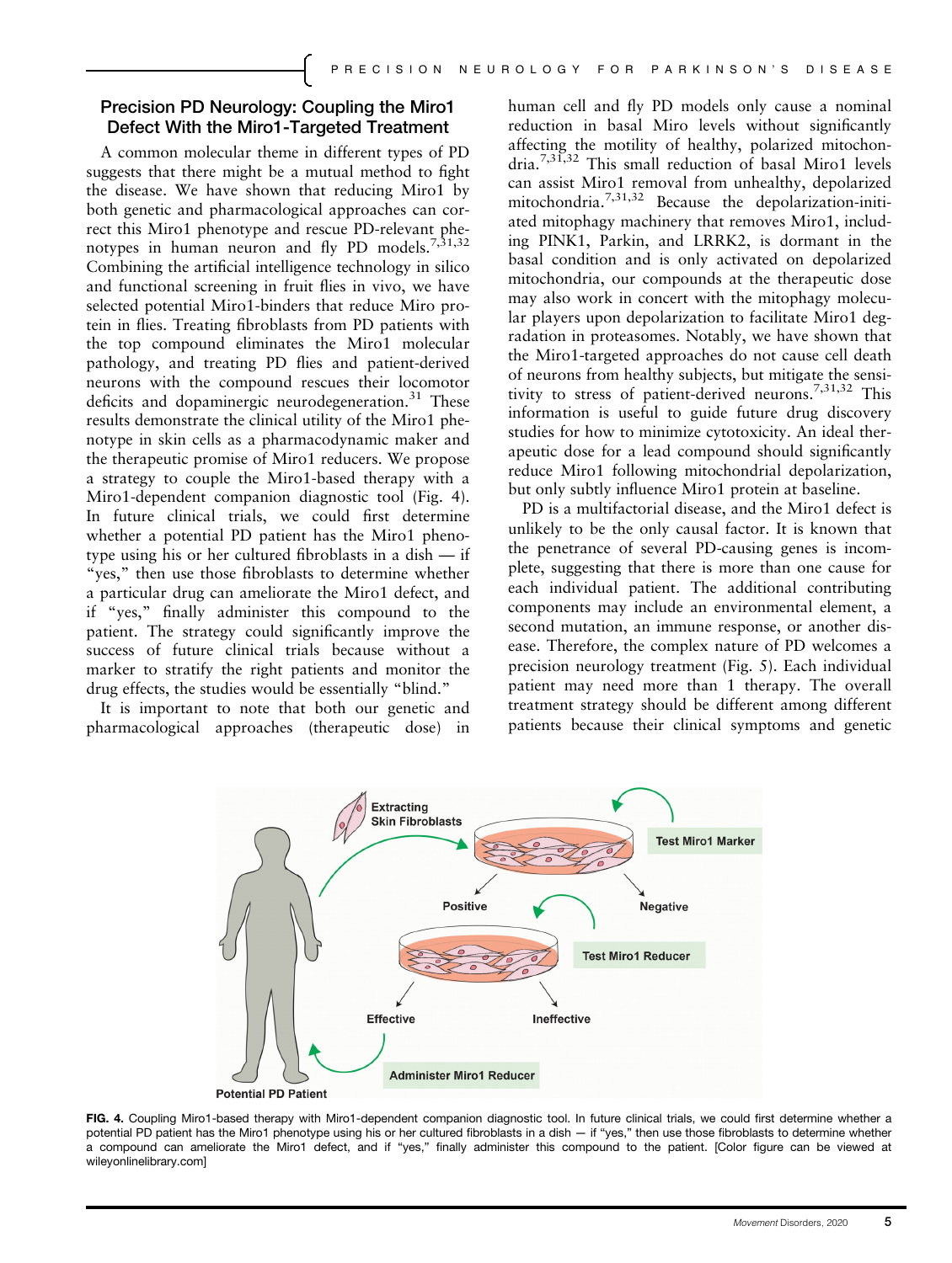## Precision PD Neurology: Coupling the Miro1 Defect With the Miro1-Targeted Treatment

A common molecular theme in different types of PD suggests that there might be a mutual method to fight the disease. We have shown that reducing Miro1 by both genetic and pharmacological approaches can correct this Miro1 phenotype and rescue PD-relevant phenotypes in human neuron and fly PD models.[7,31,32] Combining the artificial intelligence technology in silico and functional screening in fruit flies in vivo, we have selected potential Miro1-binders that reduce Miro protein in flies. Treating fibroblasts from PD patients with the top compound eliminates the Miro1 molecular pathology, and treating PD flies and patient-derived neurons with the compound rescues their locomotor deficits and dopaminergic neurodegeneration.[31] These results demonstrate the clinical utility of the Miro1 phenotype in skin cells as a pharmacodynamic maker and the therapeutic promise of Miro1 reducers. We propose a strategy to couple the Miro1-based therapy with a Miro1-dependent companion diagnostic tool (Fig. 4). In future clinical trials, we could first determine whether a potential PD patient has the Miro1 phenotype using his or her cultured fibroblasts in a dish — if "yes," then use those fibroblasts to determine whether a particular drug can ameliorate the Miro1 defect, and if "yes," finally administer this compound to the patient. The strategy could significantly improve the success of future clinical trials because without a marker to stratify the right patients and monitor the drug effects, the studies would be essentially "blind."

It is important to note that both our genetic and pharmacological approaches (therapeutic dose) in human cell and fly PD models only cause a nominal reduction in basal Miro levels without significantly affecting the motility of healthy, polarized mitochondria.[7,31,32] This small reduction of basal Miro1 levels can assist Miro1 removal from unhealthy, depolarized mitochondria.[7,31,32] Because the depolarization-initiated mitophagy machinery that removes Miro1, including PINK1, Parkin, and LRRK2, is dormant in the basal condition and is only activated on depolarized mitochondria, our compounds at the therapeutic dose may also work in concert with the mitophagy molecular players upon depolarization to facilitate Miro1 degradation in proteasomes. Notably, we have shown that the Miro1-targeted approaches do not cause cell death of neurons from healthy subjects, but mitigate the sensitivity to stress of patient-derived neurons.[7,31,32] This information is useful to guide future drug discovery studies for how to minimize cytotoxicity. An ideal therapeutic dose for a lead compound should significantly reduce Miro1 following mitochondrial depolarization, but only subtly influence Miro1 protein at baseline.

PD is a multifactorial disease, and the Miro1 defect is unlikely to be the only causal factor. It is known that the penetrance of several PD-causing genes is incomplete, suggesting that there is more than one cause for each individual patient. The additional contributing components may include an environmental element, a second mutation, an immune response, or another disease. Therefore, the complex nature of PD welcomes a precision neurology treatment (Fig. 5). Each individual patient may need more than 1 therapy. The overall treatment strategy should be different among different patients because their clinical symptoms and genetic

**FIG. 4.** Coupling Miro1-based therapy with Miro1-dependent companion diagnostic tool. In future clinical trials, we could first determine whether a potential PD patient has the Miro1 phenotype using his or her cultured fibroblasts in a dish — if "yes," then use those fibroblasts to determine whether a compound can ameliorate the Miro1 defect, and if "yes," finally administer this compound to the patient. [Color figure can be viewed at wileyonlinelibrary.com]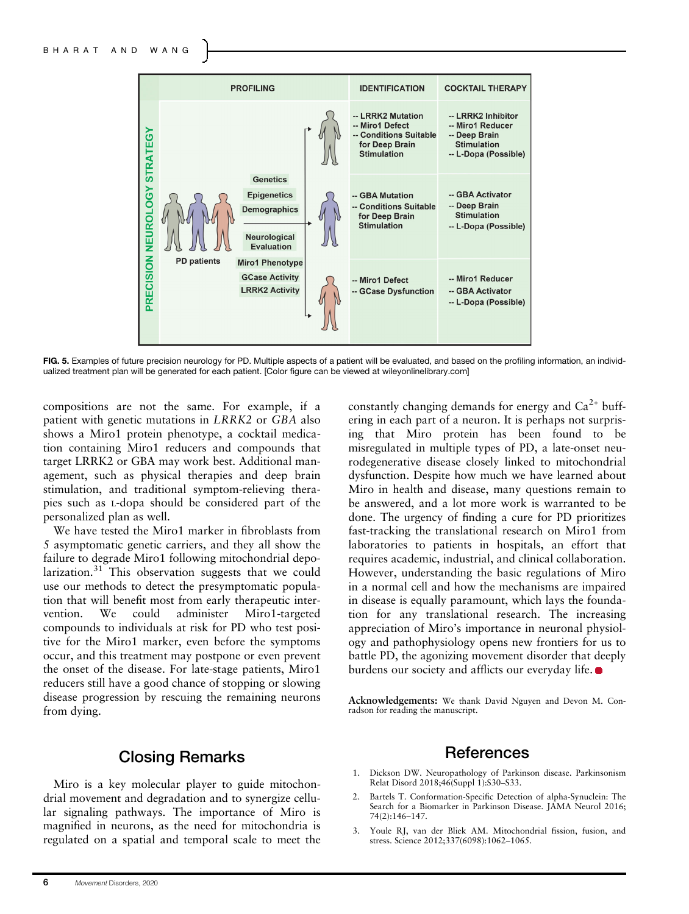FIG. 5. Examples of future precision neurology for PD. Multiple aspects of a patient will be evaluated, and based on the profiling information, an individualized treatment plan will be generated for each patient. [Color figure can be viewed at wileyonlinelibrary.com]

compositions are not the same. For example, if a patient with genetic mutations in *LRRK2* or *GBA* also shows a Miro1 protein phenotype, a cocktail medication containing Miro1 reducers and compounds that target LRRK2 or GBA may work best. Additional management, such as physical therapies and deep brain stimulation, and traditional symptom-relieving therapies such as L-dopa should be considered part of the personalized plan as well.

We have tested the Miro1 marker in fibroblasts from 5 asymptomatic genetic carriers, and they all show the failure to degrade Miro1 following mitochondrial depolarization.[31] This observation suggests that we could use our methods to detect the presymptomatic population that will benefit most from early therapeutic intervention. We could administer Miro1-targeted compounds to individuals at risk for PD who test positive for the Miro1 marker, even before the symptoms occur, and this treatment may postpone or even prevent the onset of the disease. For late-stage patients, Miro1 reducers still have a good chance of stopping or slowing disease progression by rescuing the remaining neurons from dying.

## Closing Remarks

Miro is a key molecular player to guide mitochondrial movement and degradation and to synergize cellular signaling pathways. The importance of Miro is magnified in neurons, as the need for mitochondria is regulated on a spatial and temporal scale to meet the constantly changing demands for energy and $Ca^{2+}$ buffering in each part of a neuron. It is perhaps not surprising that Miro protein has been found to be misregulated in multiple types of PD, a late-onset neurodegenerative disease closely linked to mitochondrial dysfunction. Despite how much we have learned about Miro in health and disease, many questions remain to be answered, and a lot more work is warranted to be done. The urgency of finding a cure for PD prioritizes fast-tracking the translational research on Miro1 from laboratories to patients in hospitals, an effort that requires academic, industrial, and clinical collaboration. However, understanding the basic regulations of Miro in a normal cell and how the mechanisms are impaired in disease is equally paramount, which lays the foundation for any translational research. The increasing appreciation of Miro's importance in neuronal physiology and pathophysiology opens new frontiers for us to battle PD, the agonizing movement disorder that deeply burdens our society and afflicts our everyday life.

**Acknowledgements:** We thank David Nguyen and Devon M. Conradson for reading the manuscript.

## References

1. Dickson DW. Neuropathology of Parkinson disease. Parkinsonism Relat Disord 2018;46(Suppl 1):S30–S33.
2. Bartels T. Conformation-Specific Detection of alpha-Synuclein: The Search for a Biomarker in Parkinson Disease. JAMA Neurol 2016; 74(2):146–147.
3. Youle RJ, van der Bliek AM. Mitochondrial fission, fusion, and stress. Science 2012;337(6098):1062–1065.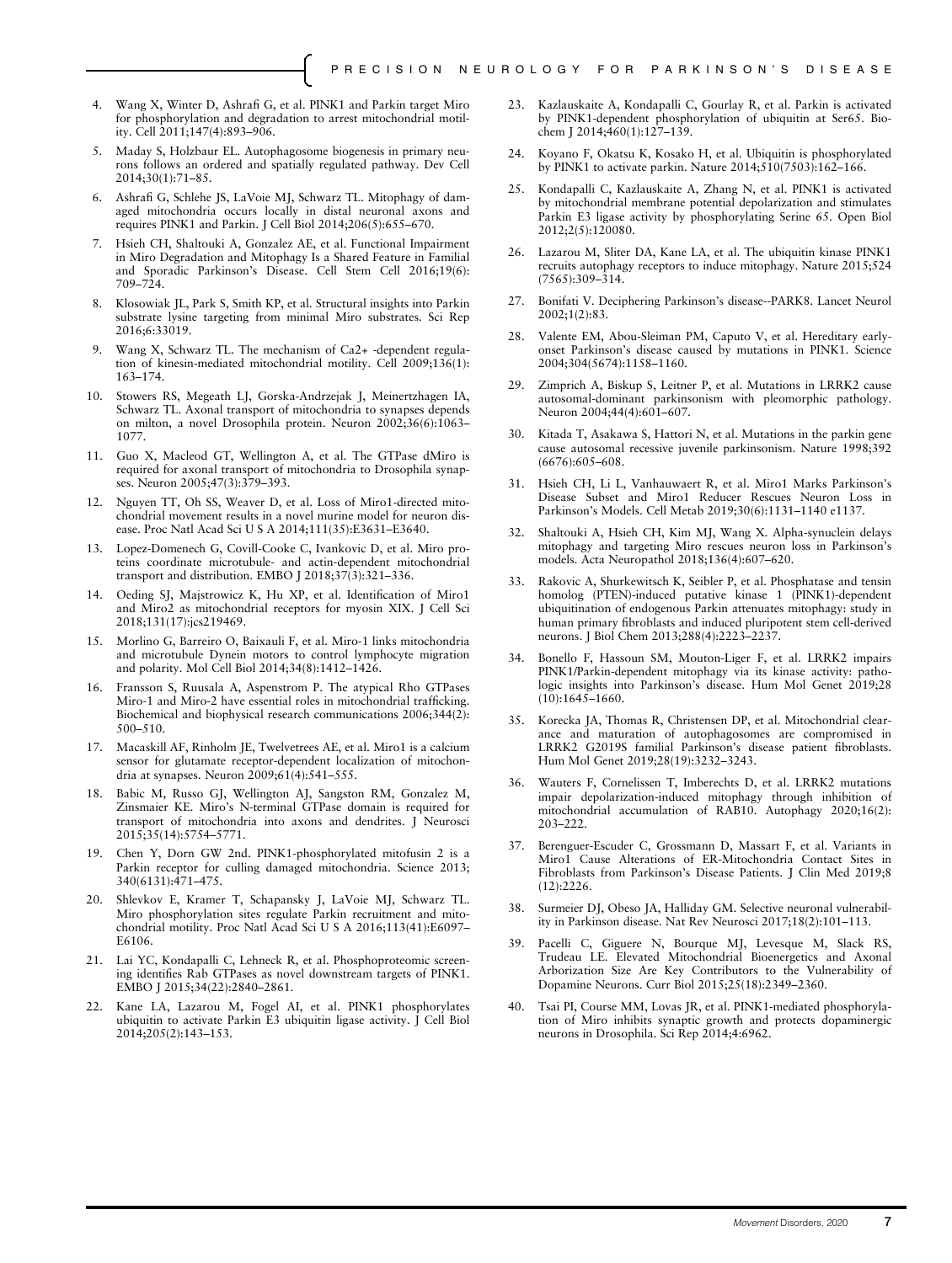4. Wang X, Winter D, Ashrafi G, et al. PINK1 and Parkin target Miro for phosphorylation and degradation to arrest mitochondrial motility. Cell 2011;147(4):893–906.
5. Maday S, Holzbaur EL. Autophagosome biogenesis in primary neurons follows an ordered and spatially regulated pathway. Dev Cell 2014;30(1):71–85.
6. Ashrafi G, Schlehe JS, LaVoie MJ, Schwarz TL. Mitophagy of damaged mitochondria occurs locally in distal neuronal axons and requires PINK1 and Parkin. J Cell Biol 2014;206(5):655–670.
7. Hsieh CH, Shaltouki A, Gonzalez AE, et al. Functional Impairment in Miro Degradation and Mitophagy Is a Shared Feature in Familial and Sporadic Parkinson's Disease. Cell Stem Cell 2016;19(6): 709–724.
8. Klosowiak JL, Park S, Smith KP, et al. Structural insights into Parkin substrate lysine targeting from minimal Miro substrates. Sci Rep 2016;6:33019.
9. Wang X, Schwarz TL. The mechanism of Ca2+ -dependent regulation of kinesin-mediated mitochondrial motility. Cell 2009;136(1): 163–174.
10. Stowers RS, Megeath LJ, Gorska-Andrzejak J, Meinertzhagen IA, Schwarz TL. Axonal transport of mitochondria to synapses depends on milton, a novel Drosophila protein. Neuron 2002;36(6):1063–1077.
11. Guo X, Macleod GT, Wellington A, et al. The GTPase dMiro is required for axonal transport of mitochondria to Drosophila synapses. Neuron 2005;47(3):379–393.
12. Nguyen TT, Oh SS, Weaver D, et al. Loss of Miro1-directed mitochondrial movement results in a novel murine model for neuron disease. Proc Natl Acad Sci U S A 2014;111(35):E3631–E3640.
13. Lopez-Domenech G, Covill-Cooke C, Ivankovic D, et al. Miro proteins coordinate microtubule- and actin-dependent mitochondrial transport and distribution. EMBO J 2018;37(3):321–336.
14. Oeding SJ, Majstrowicz K, Hu XP, et al. Identification of Miro1 and Miro2 as mitochondrial receptors for myosin XIX. J Cell Sci 2018;131(17):jcs219469.
15. Morlino G, Barreiro O, Baixauli F, et al. Miro-1 links mitochondria and microtubule Dynein motors to control lymphocyte migration and polarity. Mol Cell Biol 2014;34(8):1412–1426.
16. Fransson S, Ruusala A, Aspenstrom P. The atypical Rho GTPases Miro-1 and Miro-2 have essential roles in mitochondrial trafficking. Biochemical and biophysical research communications 2006;344(2): 500–510.
17. Macaskill AF, Rinholm JE, Twelvetrees AE, et al. Miro1 is a calcium sensor for glutamate receptor-dependent localization of mitochondria at synapses. Neuron 2009;61(4):541–555.
18. Babic M, Russo GJ, Wellington AJ, Sangston RM, Gonzalez M, Zinsmaier KE. Miro's N-terminal GTPase domain is required for transport of mitochondria into axons and dendrites. J Neurosci 2015;35(14):5754–5771.
19. Chen Y, Dorn GW 2nd. PINK1-phosphorylated mitofusin 2 is a Parkin receptor for culling damaged mitochondria. Science 2013; 340(6131):471–475.
20. Shlevkov E, Kramer T, Schapansky J, LaVoie MJ, Schwarz TL. Miro phosphorylation sites regulate Parkin recruitment and mitochondrial motility. Proc Natl Acad Sci U S A 2016;113(41):E6097–E6106.
21. Lai YC, Kondapalli C, Lehneck R, et al. Phosphoproteomic screening identifies Rab GTPases as novel downstream targets of PINK1. EMBO J 2015;34(22):2840–2861.
22. Kane LA, Lazarou M, Fogel AI, et al. PINK1 phosphorylates ubiquitin to activate Parkin E3 ubiquitin ligase activity. J Cell Biol 2014;205(2):143–153.
23. Kazlauskaite A, Kondapalli C, Gourlay R, et al. Parkin is activated by PINK1-dependent phosphorylation of ubiquitin at Ser65. Biochem J 2014;460(1):127–139.
24. Koyano F, Okatsu K, Kosako H, et al. Ubiquitin is phosphorylated by PINK1 to activate parkin. Nature 2014;510(7503):162–166.
25. Kondapalli C, Kazlauskaite A, Zhang N, et al. PINK1 is activated by mitochondrial membrane potential depolarization and stimulates Parkin E3 ligase activity by phosphorylating Serine 65. Open Biol 2012;2(5):120080.
26. Lazarou M, Sliter DA, Kane LA, et al. The ubiquitin kinase PINK1 recruits autophagy receptors to induce mitophagy. Nature 2015;524 (7565):309–314.
27. Bonifati V. Deciphering Parkinson's disease--PARK8. Lancet Neurol 2002;1(2):83.
28. Valente EM, Abou-Sleiman PM, Caputo V, et al. Hereditary early-onset Parkinson's disease caused by mutations in PINK1. Science 2004;304(5674):1158–1160.
29. Zimprich A, Biskup S, Leitner P, et al. Mutations in LRRK2 cause autosomal-dominant parkinsonism with pleomorphic pathology. Neuron 2004;44(4):601–607.
30. Kitada T, Asakawa S, Hattori N, et al. Mutations in the parkin gene cause autosomal recessive juvenile parkinsonism. Nature 1998;392 (6676):605–608.
31. Hsieh CH, Li L, Vanhauwaert R, et al. Miro1 Marks Parkinson's Disease Subset and Miro1 Reducer Rescues Neuron Loss in Parkinson's Models. Cell Metab 2019;30(6):1131–1140 e1137.
32. Shaltouki A, Hsieh CH, Kim MJ, Wang X. Alpha-synuclein delays mitophagy and targeting Miro rescues neuron loss in Parkinson's models. Acta Neuropathol 2018;136(4):607–620.
33. Rakovic A, Shurkewitsch K, Seibler P, et al. Phosphatase and tensin homolog (PTEN)-induced putative kinase 1 (PINK1)-dependent ubiquitination of endogenous Parkin attenuates mitophagy: study in human primary fibroblasts and induced pluripotent stem cell-derived neurons. J Biol Chem 2013;288(4):2223–2237.
34. Bonello F, Hassoun SM, Mouton-Liger F, et al. LRRK2 impairs PINK1/Parkin-dependent mitophagy via its kinase activity: pathologic insights into Parkinson's disease. Hum Mol Genet 2019;28 (10):1645–1660.
35. Korecka JA, Thomas R, Christensen DP, et al. Mitochondrial clearance and maturation of autophagosomes are compromised in LRRK2 G2019S familial Parkinson's disease patient fibroblasts. Hum Mol Genet 2019;28(19):3232–3243.
36. Wauters F, Cornelissen T, Imberechts D, et al. LRRK2 mutations impair depolarization-induced mitophagy through inhibition of mitochondrial accumulation of RAB10. Autophagy 2020;16(2): 203–222.
37. Berenguer-Escuder C, Grossmann D, Massart F, et al. Variants in Miro1 Cause Alterations of ER-Mitochondria Contact Sites in Fibroblasts from Parkinson's Disease Patients. J Clin Med 2019;8 (12):2226.
38. Surmeier DJ, Obeso JA, Halliday GM. Selective neuronal vulnerability in Parkinson disease. Nat Rev Neurosci 2017;18(2):101–113.
39. Pacelli C, Giguere N, Bourque MJ, Levesque M, Slack RS, Trudeau LE. Elevated Mitochondrial Bioenergetics and Axonal Arborization Size Are Key Contributors to the Vulnerability of Dopamine Neurons. Curr Biol 2015;25(18):2349–2360.
40. Tsai PI, Course MM, Lovas JR, et al. PINK1-mediated phosphorylation of Miro inhibits synaptic growth and protects dopaminergic neurons in Drosophila. Sci Rep 2014;4:6962.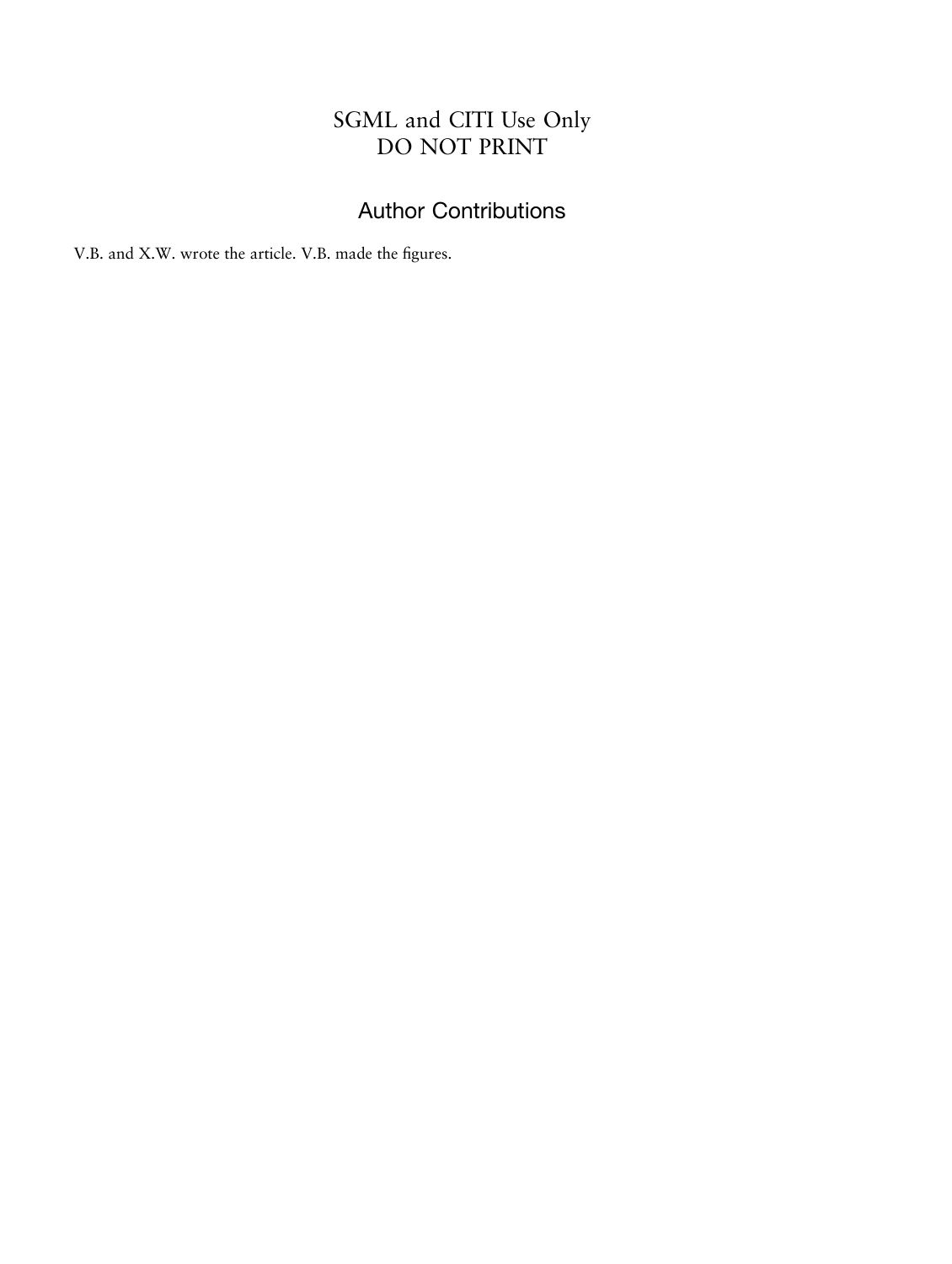SGML and CITI Use Only
DO NOT PRINT

## Author Contributions

V.B. and X.W. wrote the article. V.B. made the figures.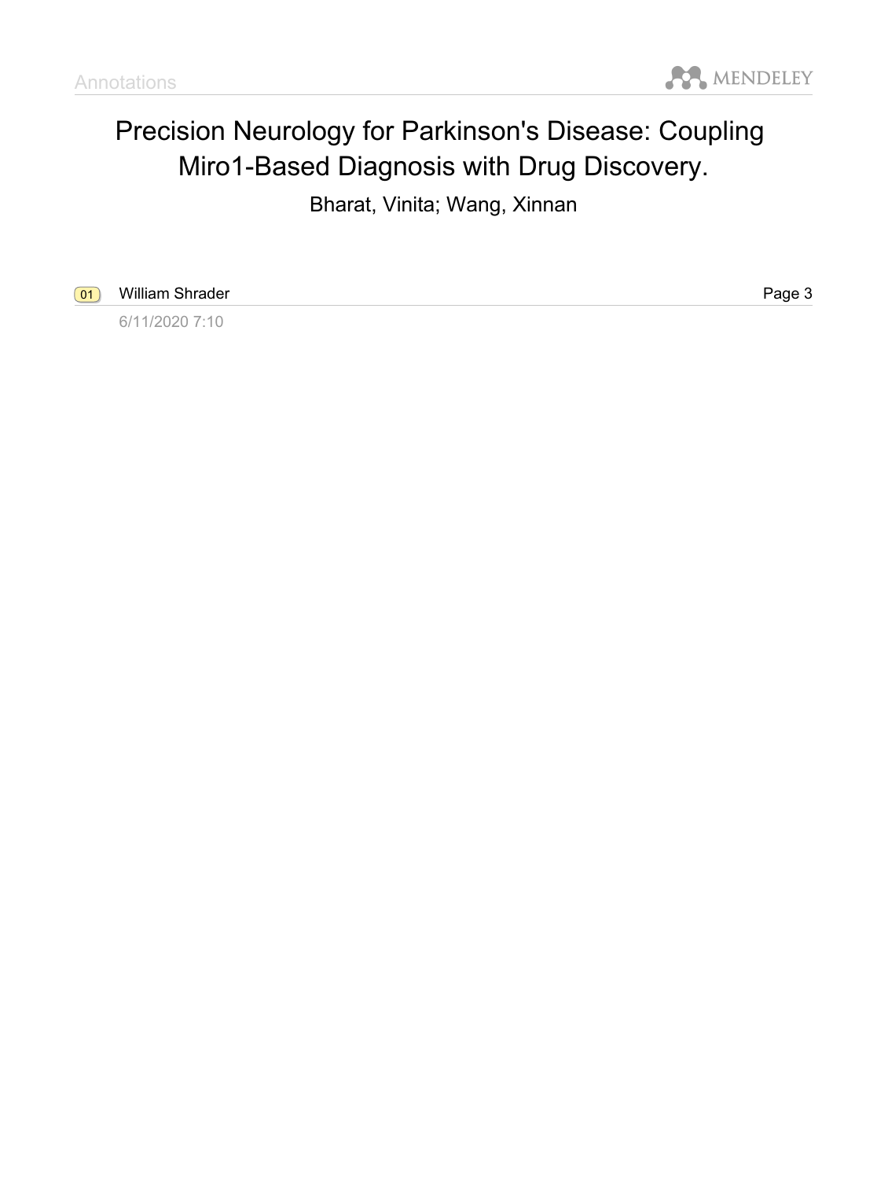Annotations

# Precision Neurology for Parkinson's Disease: Coupling Miro1-Based Diagnosis with Drug Discovery.

Bharat, Vinita; Wang, Xinnan

01 William Shrader Page 3

6/11/2020 7:10